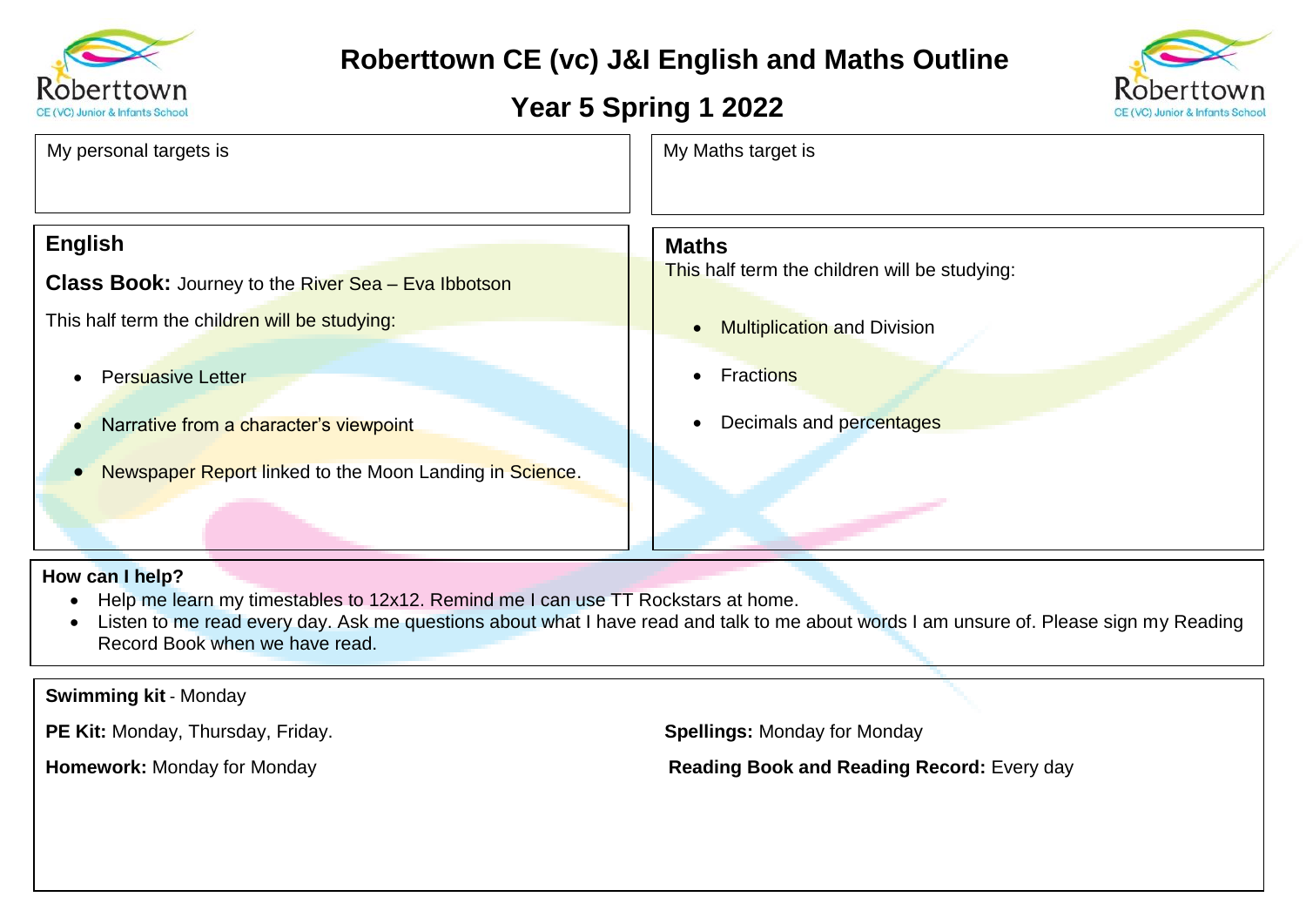# Roberttown CE (vc) J&I English and Maths Outline

## Year 5 Spring 1 2022

My personal targets is

My Maths target is

## English

**Class Book:** Journey to the River Sea – Eva Ibbotson

This half term the children will be studying:

- Persuasive Letter
- Narrative from a character's viewpoint
- Newspaper Report linked to the Moon Landing in Science.

## Maths

This half term the children will be studying:

- Multiplication and Division
- Fractions
- Decimals and percentages

**How can I help?**

- Help me learn my timestables to 12x12. Remind me I can use TT Rockstars at home.
- Listen to me read every day. Ask me questions about what I have read and talk to me about words I am unsure of. Please sign my Reading Record Book when we have read.

**Swimming kit** - Monday

**PE Kit:** Monday, Thursday, Friday.

**Homework:** Monday for Monday

**Spellings:** Monday for Monday

**Reading Book and Reading Record:** Every day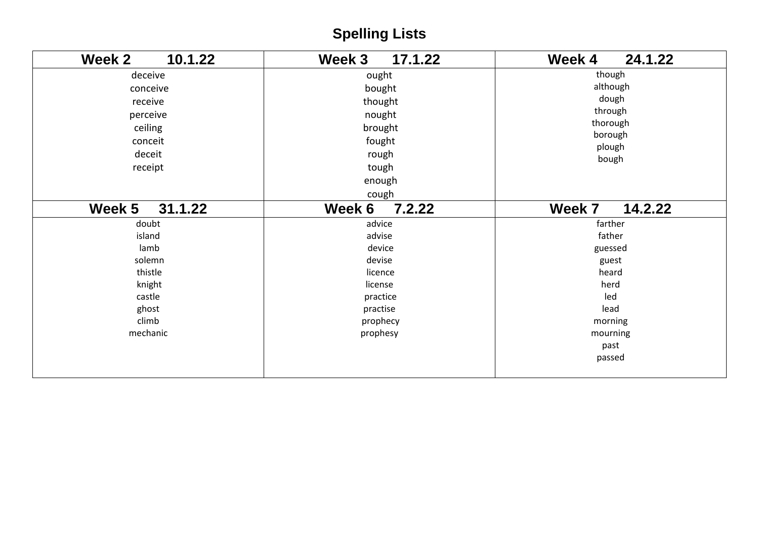# Spelling Lists

| Week 2 10.1.22 | Week 3 17.1.22 | Week 4 24.1.22 |
|---|---|---|
| deceive | ought | though |
| conceive | bought | although |
| receive | thought | dough |
| perceive | nought | through |
| ceiling | brought | thorough |
| conceit | fought | borough |
| deceit | rough | plough |
| receipt | tough | bough |
| | enough | |
| | cough | |

| Week 5 31.1.22 | Week 6 7.2.22 | Week 7 14.2.22 |
|---|---|---|
| doubt | advice | farther |
| island | advise | father |
| lamb | device | guessed |
| solemn | devise | guest |
| thistle | licence | heard |
| knight | license | herd |
| castle | practice | led |
| ghost | practise | lead |
| climb | prophecy | morning |
| mechanic | prophesy | mourning |
| | | past |
| | | passed |